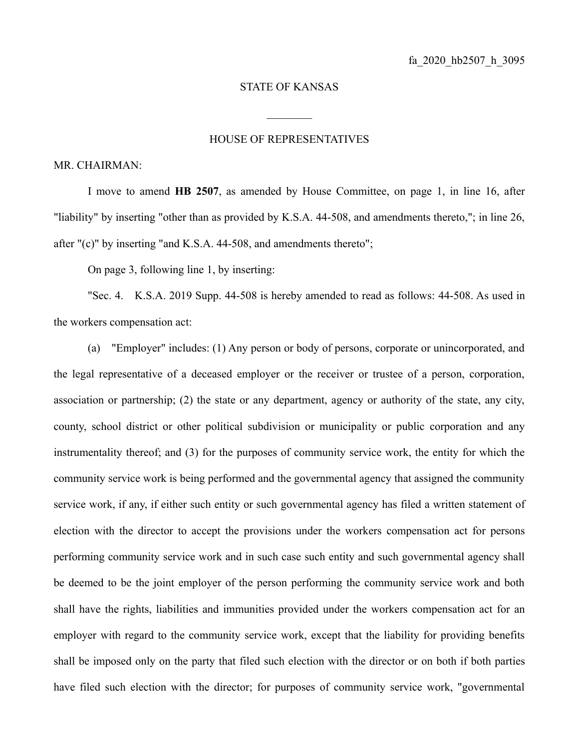fa_2020_hb2507_h_3095

STATE OF KANSAS

________

HOUSE OF REPRESENTATIVES

MR. CHAIRMAN:

I move to amend **HB 2507**, as amended by House Committee, on page 1, in line 16, after "liability" by inserting "other than as provided by K.S.A. 44-508, and amendments thereto,"; in line 26, after "(c)" by inserting "and K.S.A. 44-508, and amendments thereto";

On page 3, following line 1, by inserting:

"Sec. 4. K.S.A. 2019 Supp. 44-508 is hereby amended to read as follows: 44-508. As used in the workers compensation act:

(a) "Employer" includes: (1) Any person or body of persons, corporate or unincorporated, and the legal representative of a deceased employer or the receiver or trustee of a person, corporation, association or partnership; (2) the state or any department, agency or authority of the state, any city, county, school district or other political subdivision or municipality or public corporation and any instrumentality thereof; and (3) for the purposes of community service work, the entity for which the community service work is being performed and the governmental agency that assigned the community service work, if any, if either such entity or such governmental agency has filed a written statement of election with the director to accept the provisions under the workers compensation act for persons performing community service work and in such case such entity and such governmental agency shall be deemed to be the joint employer of the person performing the community service work and both shall have the rights, liabilities and immunities provided under the workers compensation act for an employer with regard to the community service work, except that the liability for providing benefits shall be imposed only on the party that filed such election with the director or on both if both parties have filed such election with the director; for purposes of community service work, "governmental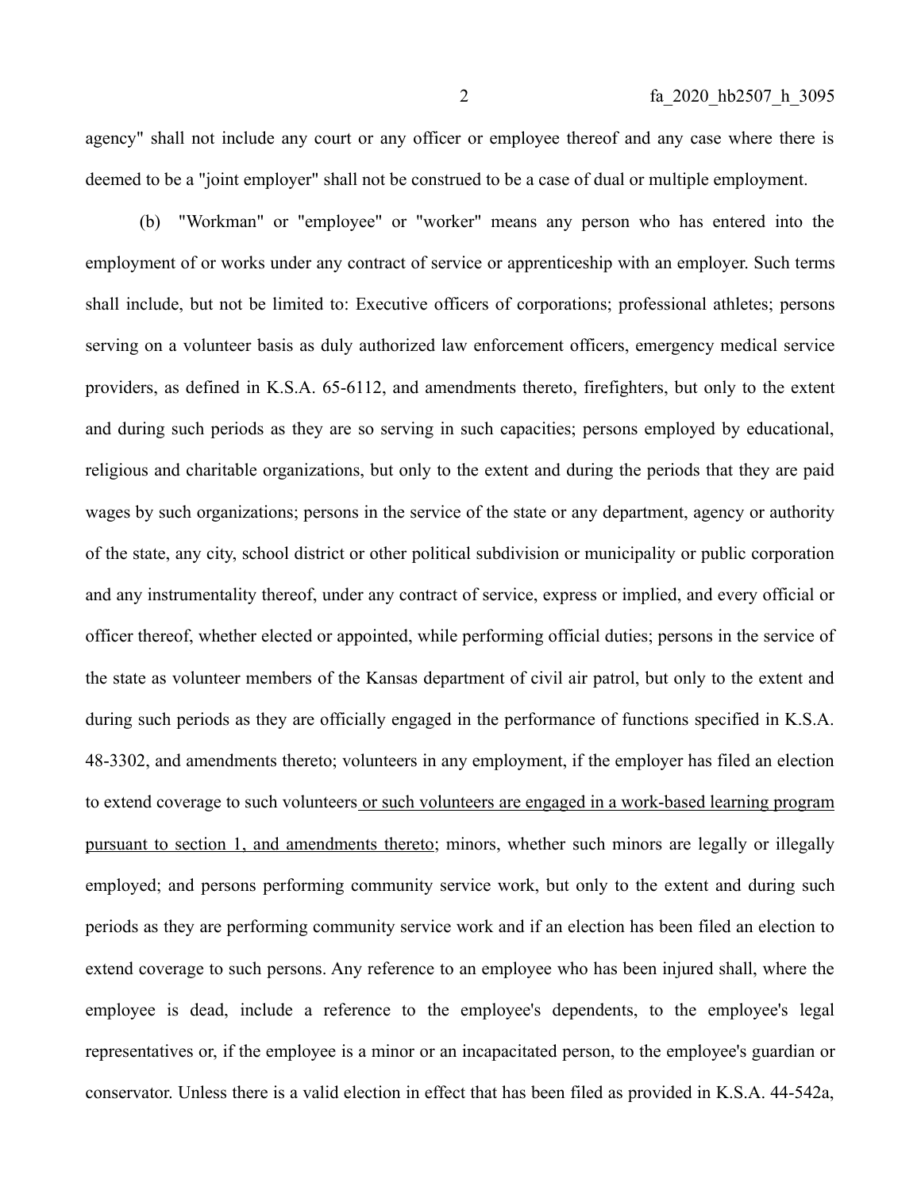agency" shall not include any court or any officer or employee thereof and any case where there is deemed to be a "joint employer" shall not be construed to be a case of dual or multiple employment.

(b) "Workman" or "employee" or "worker" means any person who has entered into the employment of or works under any contract of service or apprenticeship with an employer. Such terms shall include, but not be limited to: Executive officers of corporations; professional athletes; persons serving on a volunteer basis as duly authorized law enforcement officers, emergency medical service providers, as defined in K.S.A. 65-6112, and amendments thereto, firefighters, but only to the extent and during such periods as they are so serving in such capacities; persons employed by educational, religious and charitable organizations, but only to the extent and during the periods that they are paid wages by such organizations; persons in the service of the state or any department, agency or authority of the state, any city, school district or other political subdivision or municipality or public corporation and any instrumentality thereof, under any contract of service, express or implied, and every official or officer thereof, whether elected or appointed, while performing official duties; persons in the service of the state as volunteer members of the Kansas department of civil air patrol, but only to the extent and during such periods as they are officially engaged in the performance of functions specified in K.S.A. 48-3302, and amendments thereto; volunteers in any employment, if the employer has filed an election to extend coverage to such volunteers<u> or such volunteers are engaged in a work-based learning program pursuant to section 1, and amendments thereto</u>; minors, whether such minors are legally or illegally employed; and persons performing community service work, but only to the extent and during such periods as they are performing community service work and if an election has been filed an election to extend coverage to such persons. Any reference to an employee who has been injured shall, where the employee is dead, include a reference to the employee's dependents, to the employee's legal representatives or, if the employee is a minor or an incapacitated person, to the employee's guardian or conservator. Unless there is a valid election in effect that has been filed as provided in K.S.A. 44-542a,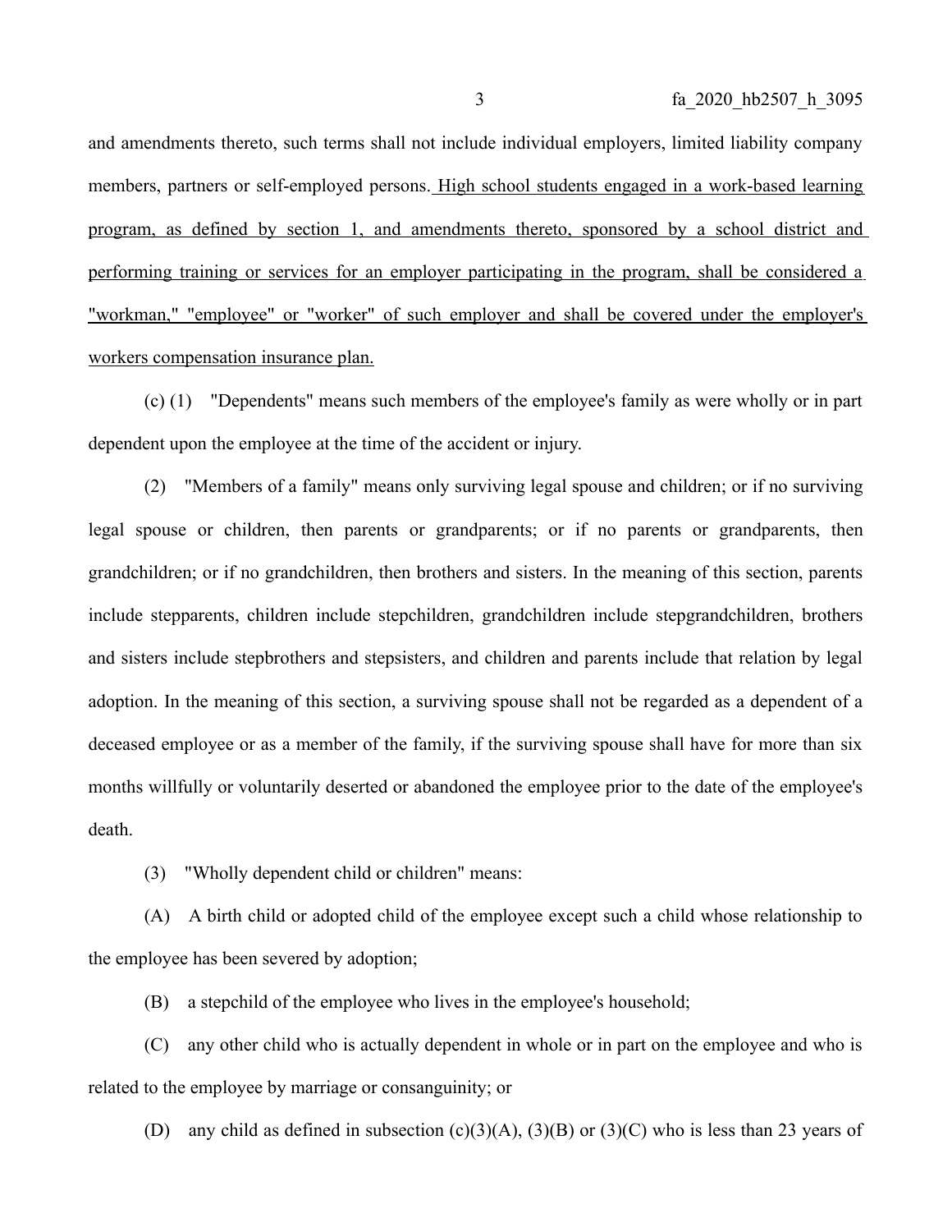and amendments thereto, such terms shall not include individual employers, limited liability company members, partners or self-employed persons. <u>High school students engaged in a work-based learning program, as defined by section 1, and amendments thereto, sponsored by a school district and performing training or services for an employer participating in the program, shall be considered a "workman," "employee" or "worker" of such employer and shall be covered under the employer's workers compensation insurance plan.</u>

(c) (1) "Dependents" means such members of the employee's family as were wholly or in part dependent upon the employee at the time of the accident or injury.

(2) "Members of a family" means only surviving legal spouse and children; or if no surviving legal spouse or children, then parents or grandparents; or if no parents or grandparents, then grandchildren; or if no grandchildren, then brothers and sisters. In the meaning of this section, parents include stepparents, children include stepchildren, grandchildren include stepgrandchildren, brothers and sisters include stepbrothers and stepsisters, and children and parents include that relation by legal adoption. In the meaning of this section, a surviving spouse shall not be regarded as a dependent of a deceased employee or as a member of the family, if the surviving spouse shall have for more than six months willfully or voluntarily deserted or abandoned the employee prior to the date of the employee's death.

(3) "Wholly dependent child or children" means:

(A) A birth child or adopted child of the employee except such a child whose relationship to the employee has been severed by adoption;

(B) a stepchild of the employee who lives in the employee's household;

(C) any other child who is actually dependent in whole or in part on the employee and who is related to the employee by marriage or consanguinity; or

(D) any child as defined in subsection (c)(3)(A), (3)(B) or (3)(C) who is less than 23 years of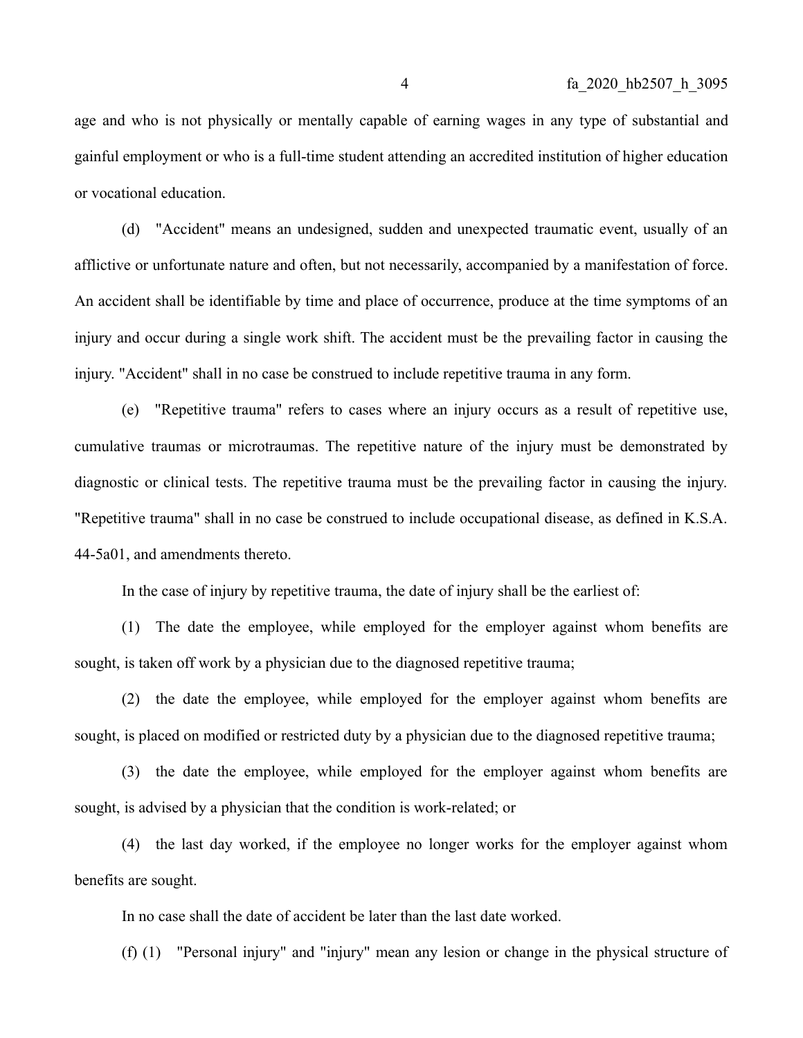age and who is not physically or mentally capable of earning wages in any type of substantial and gainful employment or who is a full-time student attending an accredited institution of higher education or vocational education.

(d) "Accident" means an undesigned, sudden and unexpected traumatic event, usually of an afflictive or unfortunate nature and often, but not necessarily, accompanied by a manifestation of force. An accident shall be identifiable by time and place of occurrence, produce at the time symptoms of an injury and occur during a single work shift. The accident must be the prevailing factor in causing the injury. "Accident" shall in no case be construed to include repetitive trauma in any form.

(e) "Repetitive trauma" refers to cases where an injury occurs as a result of repetitive use, cumulative traumas or microtraumas. The repetitive nature of the injury must be demonstrated by diagnostic or clinical tests. The repetitive trauma must be the prevailing factor in causing the injury. "Repetitive trauma" shall in no case be construed to include occupational disease, as defined in K.S.A. 44-5a01, and amendments thereto.

In the case of injury by repetitive trauma, the date of injury shall be the earliest of:

(1) The date the employee, while employed for the employer against whom benefits are sought, is taken off work by a physician due to the diagnosed repetitive trauma;

(2) the date the employee, while employed for the employer against whom benefits are sought, is placed on modified or restricted duty by a physician due to the diagnosed repetitive trauma;

(3) the date the employee, while employed for the employer against whom benefits are sought, is advised by a physician that the condition is work-related; or

(4) the last day worked, if the employee no longer works for the employer against whom benefits are sought.

In no case shall the date of accident be later than the last date worked.

(f) (1) "Personal injury" and "injury" mean any lesion or change in the physical structure of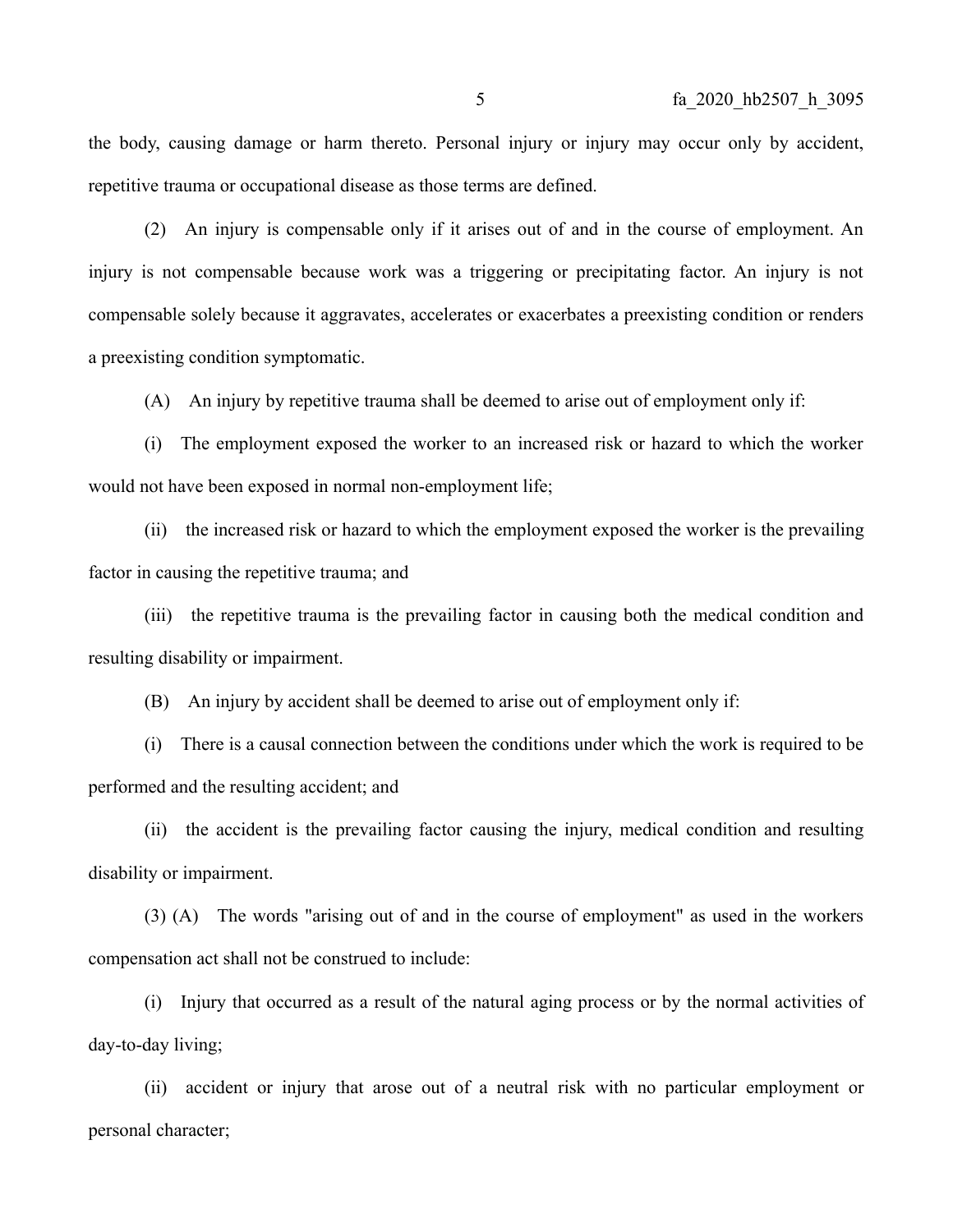the body, causing damage or harm thereto. Personal injury or injury may occur only by accident, repetitive trauma or occupational disease as those terms are defined.

(2) An injury is compensable only if it arises out of and in the course of employment. An injury is not compensable because work was a triggering or precipitating factor. An injury is not compensable solely because it aggravates, accelerates or exacerbates a preexisting condition or renders a preexisting condition symptomatic.

(A) An injury by repetitive trauma shall be deemed to arise out of employment only if:

(i) The employment exposed the worker to an increased risk or hazard to which the worker would not have been exposed in normal non-employment life;

(ii) the increased risk or hazard to which the employment exposed the worker is the prevailing factor in causing the repetitive trauma; and

(iii) the repetitive trauma is the prevailing factor in causing both the medical condition and resulting disability or impairment.

(B) An injury by accident shall be deemed to arise out of employment only if:

(i) There is a causal connection between the conditions under which the work is required to be performed and the resulting accident; and

(ii) the accident is the prevailing factor causing the injury, medical condition and resulting disability or impairment.

(3) (A) The words "arising out of and in the course of employment" as used in the workers compensation act shall not be construed to include:

(i) Injury that occurred as a result of the natural aging process or by the normal activities of day-to-day living;

(ii) accident or injury that arose out of a neutral risk with no particular employment or personal character;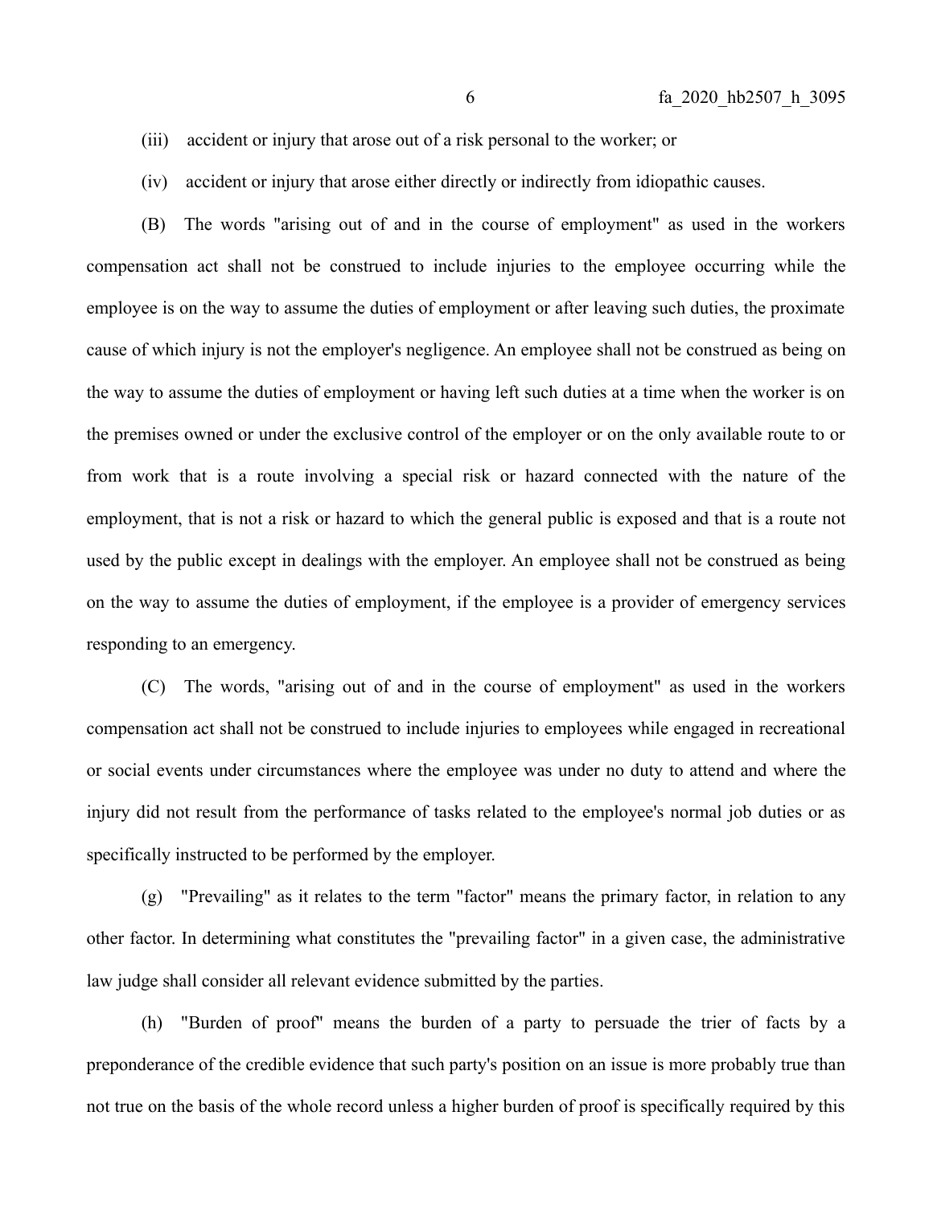(iii) accident or injury that arose out of a risk personal to the worker; or

(iv) accident or injury that arose either directly or indirectly from idiopathic causes.

(B) The words "arising out of and in the course of employment" as used in the workers compensation act shall not be construed to include injuries to the employee occurring while the employee is on the way to assume the duties of employment or after leaving such duties, the proximate cause of which injury is not the employer's negligence. An employee shall not be construed as being on the way to assume the duties of employment or having left such duties at a time when the worker is on the premises owned or under the exclusive control of the employer or on the only available route to or from work that is a route involving a special risk or hazard connected with the nature of the employment, that is not a risk or hazard to which the general public is exposed and that is a route not used by the public except in dealings with the employer. An employee shall not be construed as being on the way to assume the duties of employment, if the employee is a provider of emergency services responding to an emergency.

(C) The words, "arising out of and in the course of employment" as used in the workers compensation act shall not be construed to include injuries to employees while engaged in recreational or social events under circumstances where the employee was under no duty to attend and where the injury did not result from the performance of tasks related to the employee's normal job duties or as specifically instructed to be performed by the employer.

(g) "Prevailing" as it relates to the term "factor" means the primary factor, in relation to any other factor. In determining what constitutes the "prevailing factor" in a given case, the administrative law judge shall consider all relevant evidence submitted by the parties.

(h) "Burden of proof" means the burden of a party to persuade the trier of facts by a preponderance of the credible evidence that such party's position on an issue is more probably true than not true on the basis of the whole record unless a higher burden of proof is specifically required by this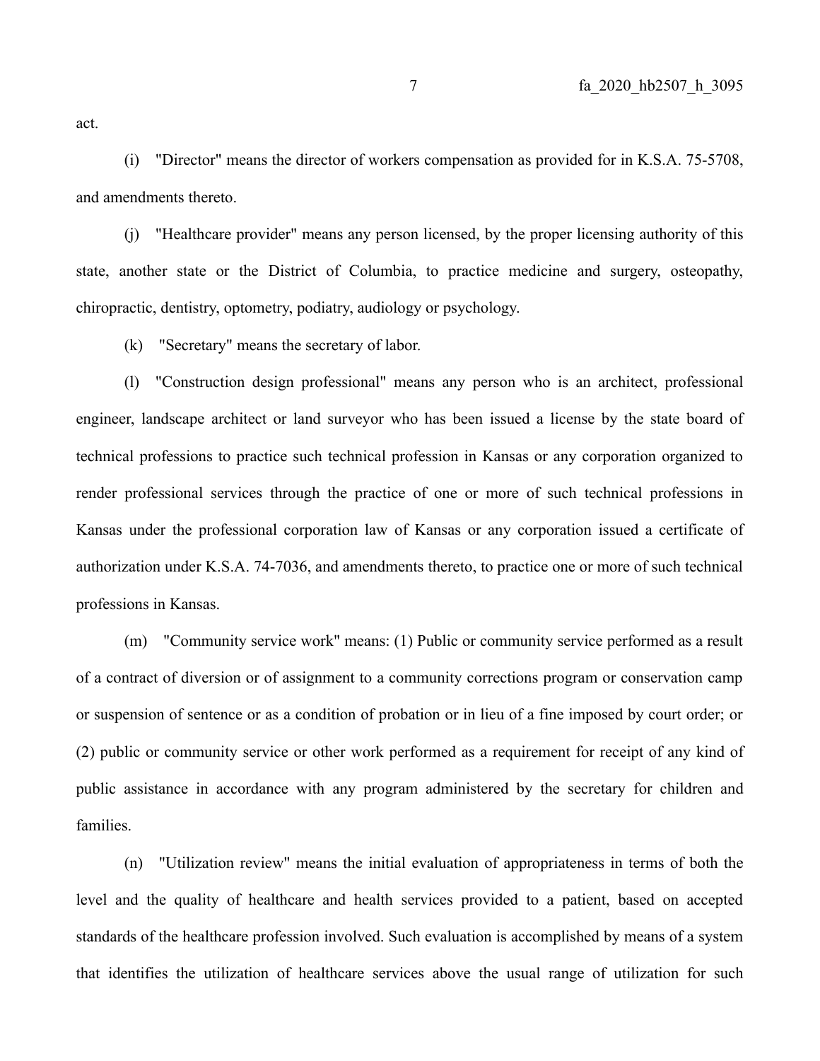act.

(i) "Director" means the director of workers compensation as provided for in K.S.A. 75-5708, and amendments thereto.

(j) "Healthcare provider" means any person licensed, by the proper licensing authority of this state, another state or the District of Columbia, to practice medicine and surgery, osteopathy, chiropractic, dentistry, optometry, podiatry, audiology or psychology.

(k) "Secretary" means the secretary of labor.

(l) "Construction design professional" means any person who is an architect, professional engineer, landscape architect or land surveyor who has been issued a license by the state board of technical professions to practice such technical profession in Kansas or any corporation organized to render professional services through the practice of one or more of such technical professions in Kansas under the professional corporation law of Kansas or any corporation issued a certificate of authorization under K.S.A. 74-7036, and amendments thereto, to practice one or more of such technical professions in Kansas.

(m) "Community service work" means: (1) Public or community service performed as a result of a contract of diversion or of assignment to a community corrections program or conservation camp or suspension of sentence or as a condition of probation or in lieu of a fine imposed by court order; or (2) public or community service or other work performed as a requirement for receipt of any kind of public assistance in accordance with any program administered by the secretary for children and families.

(n) "Utilization review" means the initial evaluation of appropriateness in terms of both the level and the quality of healthcare and health services provided to a patient, based on accepted standards of the healthcare profession involved. Such evaluation is accomplished by means of a system that identifies the utilization of healthcare services above the usual range of utilization for such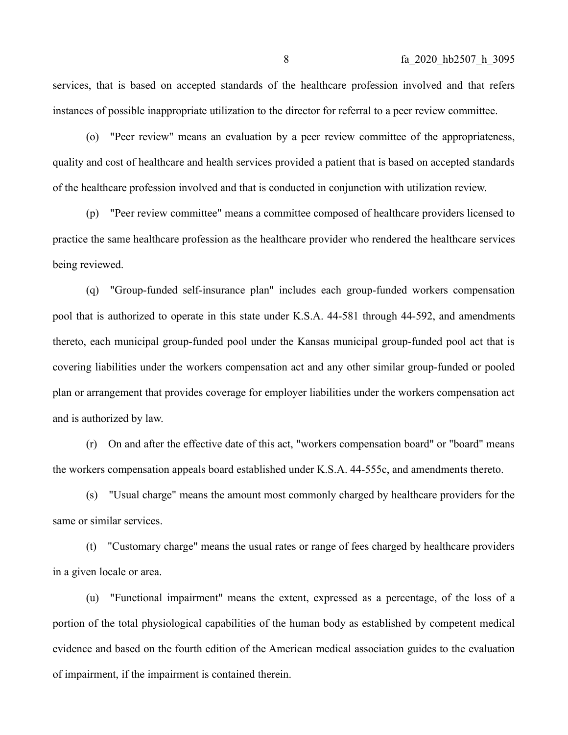services, that is based on accepted standards of the healthcare profession involved and that refers instances of possible inappropriate utilization to the director for referral to a peer review committee.

(o) "Peer review" means an evaluation by a peer review committee of the appropriateness, quality and cost of healthcare and health services provided a patient that is based on accepted standards of the healthcare profession involved and that is conducted in conjunction with utilization review.

(p) "Peer review committee" means a committee composed of healthcare providers licensed to practice the same healthcare profession as the healthcare provider who rendered the healthcare services being reviewed.

(q) "Group-funded self-insurance plan" includes each group-funded workers compensation pool that is authorized to operate in this state under K.S.A. 44-581 through 44-592, and amendments thereto, each municipal group-funded pool under the Kansas municipal group-funded pool act that is covering liabilities under the workers compensation act and any other similar group-funded or pooled plan or arrangement that provides coverage for employer liabilities under the workers compensation act and is authorized by law.

(r) On and after the effective date of this act, "workers compensation board" or "board" means the workers compensation appeals board established under K.S.A. 44-555c, and amendments thereto.

(s) "Usual charge" means the amount most commonly charged by healthcare providers for the same or similar services.

(t) "Customary charge" means the usual rates or range of fees charged by healthcare providers in a given locale or area.

(u) "Functional impairment" means the extent, expressed as a percentage, of the loss of a portion of the total physiological capabilities of the human body as established by competent medical evidence and based on the fourth edition of the American medical association guides to the evaluation of impairment, if the impairment is contained therein.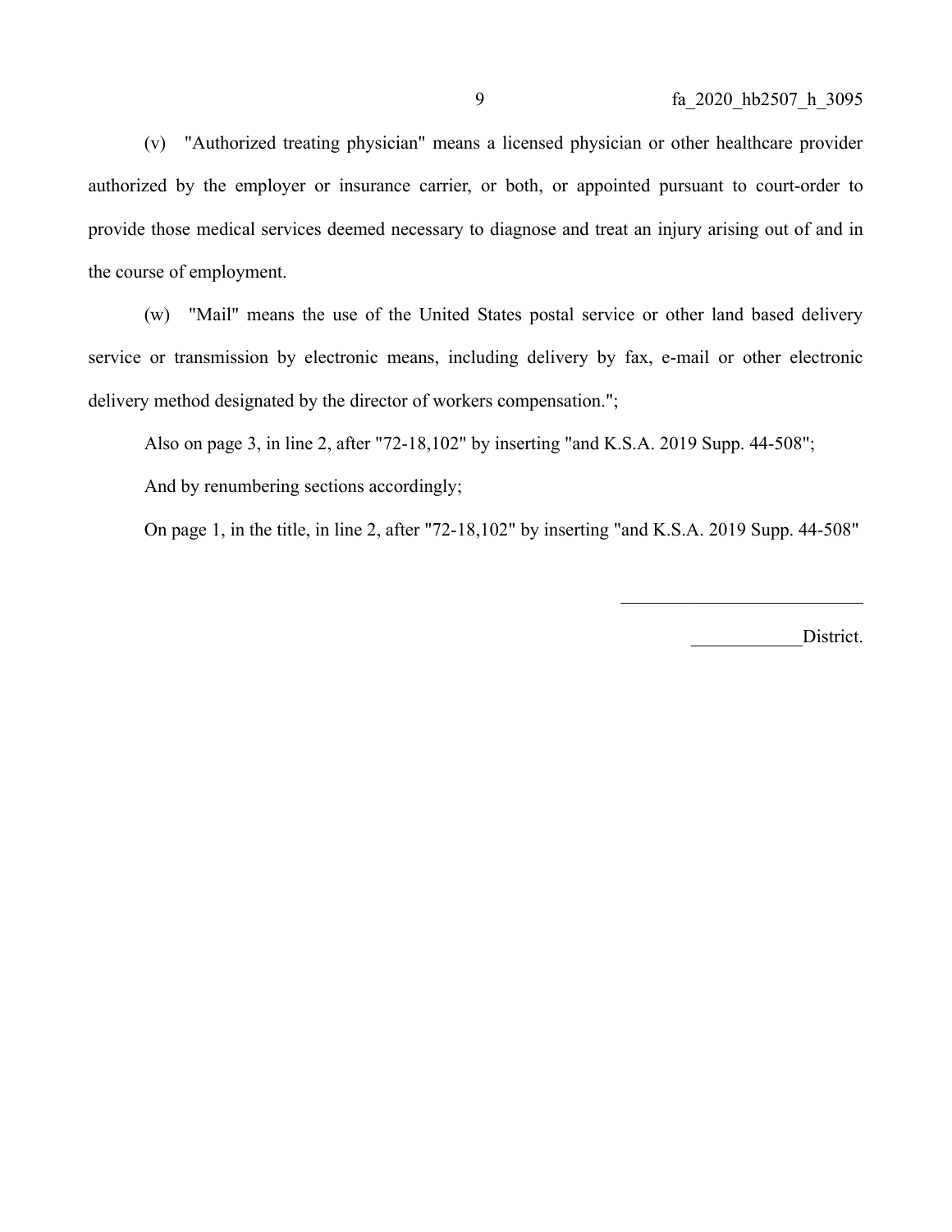(v) "Authorized treating physician" means a licensed physician or other healthcare provider authorized by the employer or insurance carrier, or both, or appointed pursuant to court-order to provide those medical services deemed necessary to diagnose and treat an injury arising out of and in the course of employment.

(w) "Mail" means the use of the United States postal service or other land based delivery service or transmission by electronic means, including delivery by fax, e-mail or other electronic delivery method designated by the director of workers compensation.";

Also on page 3, in line 2, after "72-18,102" by inserting "and K.S.A. 2019 Supp. 44-508";

And by renumbering sections accordingly;

On page 1, in the title, in line 2, after "72-18,102" by inserting "and K.S.A. 2019 Supp. 44-508"

\_\_\_\_\_\_\_\_\_\_\_\_\_\_\_\_\_\_\_\_\_\_\_\_\_\_

\_\_\_\_\_\_\_\_\_\_\_\_District.